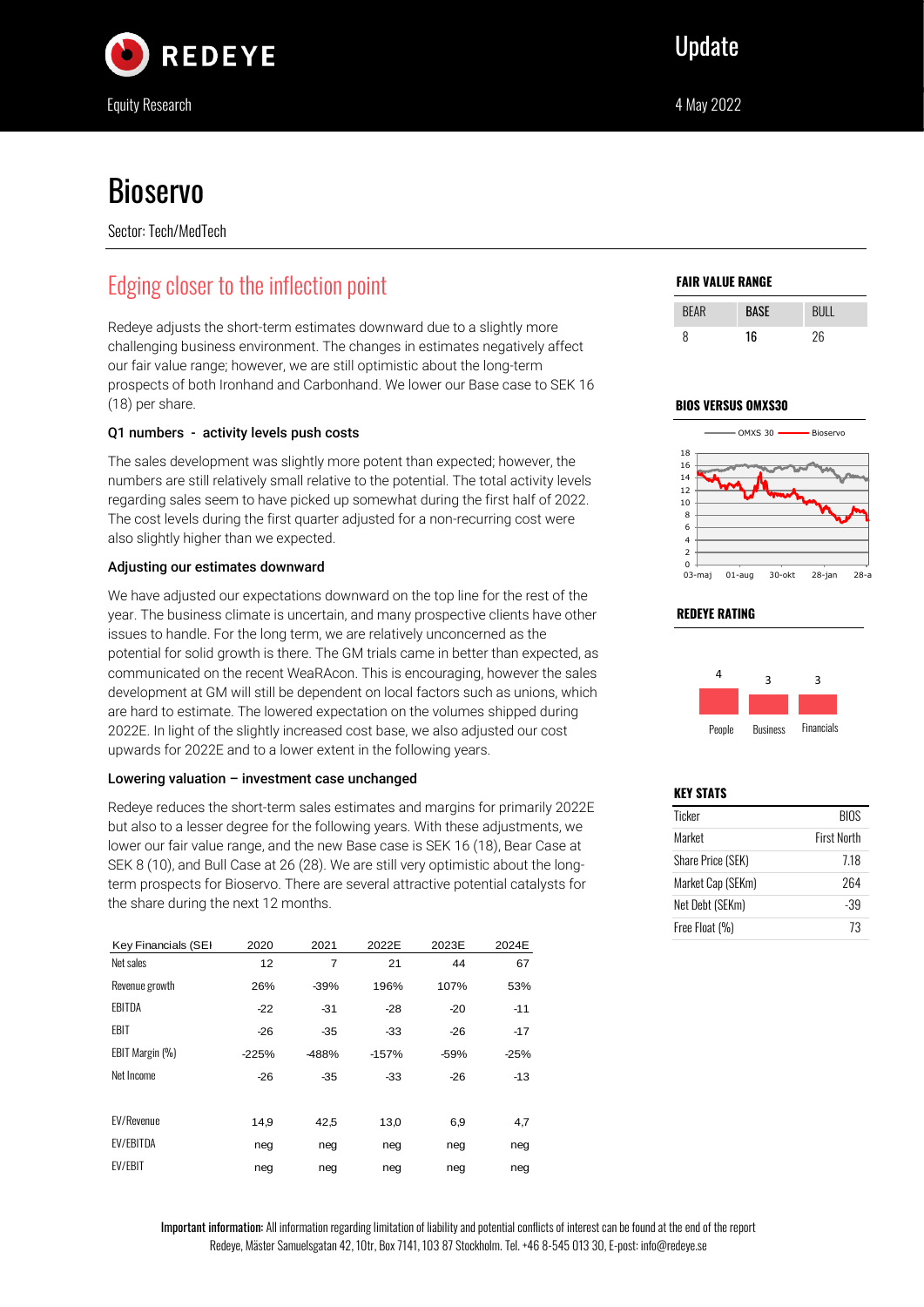REDEYE

Equity Research

Update

4 May 2022

# Bioservo

Sector: Tech/MedTech

## Edging closer to the inflection point

Redeye adjusts the short-term estimates downward due to a slightly more challenging business environment. The changes in estimates negatively affect our fair value range; however, we are still optimistic about the long-term prospects of both Ironhand and Carbonhand. We lower our Base case to SEK 16 (18) per share.

### Q1 numbers - activity levels push costs

The sales development was slightly more potent than expected; however, the numbers are still relatively small relative to the potential. The total activity levels regarding sales seem to have picked up somewhat during the first half of 2022. The cost levels during the first quarter adjusted for a non-recurring cost were also slightly higher than we expected.

### Adjusting our estimates downward

We have adjusted our expectations downward on the top line for the rest of the year. The business climate is uncertain, and many prospective clients have other issues to handle. For the long term, we are relatively unconcerned as the potential for solid growth is there. The GM trials came in better than expected, as communicated on the recent WeaRAcon. This is encouraging, however the sales development at GM will still be dependent on local factors such as unions, which are hard to estimate. The lowered expectation on the volumes shipped during 2022E. In light of the slightly increased cost base, we also adjusted our cost upwards for 2022E and to a lower extent in the following years.

### Lowering valuation – investment case unchanged

Redeye reduces the short-term sales estimates and margins for primarily 2022E but also to a lesser degree for the following years. With these adjustments, we lower our fair value range, and the new Base case is SEK 16 (18), Bear Case at SEK 8 (10), and Bull Case at 26 (28). We are still very optimistic about the long-term prospects for Bioservo. There are several attractive potential catalysts for the share during the next 12 months.

| Key Financials (SEI | 2020 | 2021 | 2022E | 2023E | 2024E |
|---|---|---|---|---|---|
| Net sales | 12 | 7 | 21 | 44 | 67 |
| Revenue growth | 26% | -39% | 196% | 107% | 53% |
| EBITDA | -22 | -31 | -28 | -20 | -11 |
| EBIT | -26 | -35 | -33 | -26 | -17 |
| EBIT Margin (%) | -225% | -488% | -157% | -59% | -25% |
| Net Income | -26 | -35 | -33 | -26 | -13 |
| | | | | | |
| EV/Revenue | 14,9 | 42,5 | 13,0 | 6,9 | 4,7 |
| EV/EBITDA | neg | neg | neg | neg | neg |
| EV/EBIT | neg | neg | neg | neg | neg |

### FAIR VALUE RANGE

| BEAR | BASE | BULL |
|---|---|---|
| 8 | **16** | 26 |

### BIOS VERSUS OMXS30

OMXS 30 — Bioservo

18 16 14 12 10 8 6 4 2 0

03-maj 01-aug 30-okt 28-jan 28-a

### REDEYE RATING

4 People

3 Business

3 Financials

### KEY STATS

| | |
|---|---|
| Ticker | BIOS |
| Market | First North |
| Share Price (SEK) | 7.18 |
| Market Cap (SEKm) | 264 |
| Net Debt (SEKm) | -39 |
| Free Float (%) | 73 |

**Important information:** All information regarding limitation of liability and potential conflicts of interest can be found at the end of the report

Redeye, Mäster Samuelsgatan 42, 10tr, Box 7141, 103 87 Stockholm. Tel. +46 8-545 013 30, E-post: info@redeye.se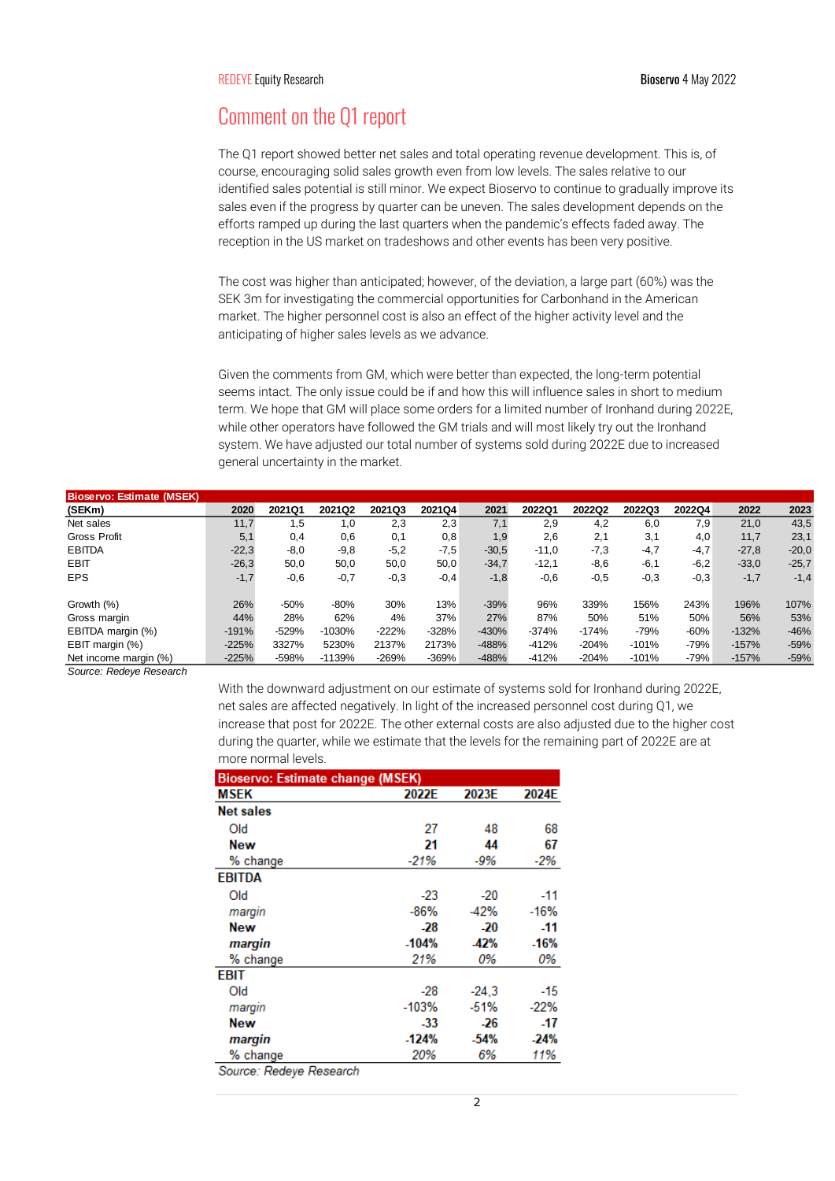## Comment on the Q1 report

The Q1 report showed better net sales and total operating revenue development. This is, of course, encouraging solid sales growth even from low levels. The sales relative to our identified sales potential is still minor. We expect Bioservo to continue to gradually improve its sales even if the progress by quarter can be uneven. The sales development depends on the efforts ramped up during the last quarters when the pandemic's effects faded away. The reception in the US market on tradeshows and other events has been very positive.

The cost was higher than anticipated; however, of the deviation, a large part (60%) was the SEK 3m for investigating the commercial opportunities for Carbonhand in the American market. The higher personnel cost is also an effect of the higher activity level and the anticipating of higher sales levels as we advance.

Given the comments from GM, which were better than expected, the long-term potential seems intact. The only issue could be if and how this will influence sales in short to medium term. We hope that GM will place some orders for a limited number of Ironhand during 2022E, while other operators have followed the GM trials and will most likely try out the Ironhand system. We have adjusted our total number of systems sold during 2022E due to increased general uncertainty in the market.

**Bioservo: Estimate (MSEK)**

| (SEKm) | 2020 | 2021Q1 | 2021Q2 | 2021Q3 | 2021Q4 | 2021 | 2022Q1 | 2022Q2 | 2022Q3 | 2022Q4 | 2022 | 2023 |
|---|---|---|---|---|---|---|---|---|---|---|---|---|
| Net sales | 11,7 | 1,5 | 1,0 | 2,3 | 2,3 | 7,1 | 2,9 | 4,2 | 6,0 | 7,9 | 21,0 | 43,5 |
| Gross Profit | 5,1 | 0,4 | 0,6 | 0,1 | 0,8 | 1,9 | 2,6 | 2,1 | 3,1 | 4,0 | 11,7 | 23,1 |
| EBITDA | -22,3 | -8,0 | -9,8 | -5,2 | -7,5 | -30,5 | -11,0 | -7,3 | -4,7 | -4,7 | -27,8 | -20,0 |
| EBIT | -26,3 | 50,0 | 50,0 | 50,0 | 50,0 | -34,7 | -12,1 | -8,6 | -6,1 | -6,2 | -33,0 | -25,7 |
| EPS | -1,7 | -0,6 | -0,7 | -0,3 | -0,4 | -1,8 | -0,6 | -0,5 | -0,3 | -0,3 | -1,7 | -1,4 |
| | | | | | | | | | | | | |
| Growth (%) | 26% | -50% | -80% | 30% | 13% | -39% | 96% | 339% | 156% | 243% | 196% | 107% |
| Gross margin | 44% | 28% | 62% | 4% | 37% | 27% | 87% | 50% | 51% | 50% | 56% | 53% |
| EBITDA margin (%) | -191% | -529% | -1030% | -222% | -328% | -430% | -374% | -174% | -79% | -60% | -132% | -46% |
| EBIT margin (%) | -225% | 3327% | 5230% | 2137% | 2173% | -488% | -412% | -204% | -101% | -79% | -157% | -59% |
| Net income margin (%) | -225% | -598% | -1139% | -269% | -369% | -488% | -412% | -204% | -101% | -79% | -157% | -59% |

Source: Redeye Research

With the downward adjustment on our estimate of systems sold for Ironhand during 2022E, net sales are affected negatively. In light of the increased personnel cost during Q1, we increase that post for 2022E. The other external costs are also adjusted due to the higher cost during the quarter, while we estimate that the levels for the remaining part of 2022E are at more normal levels.

**Bioservo: Estimate change (MSEK)**

| MSEK | 2022E | 2023E | 2024E |
|---|---|---|---|
| **Net sales** | | | |
| Old | 27 | 48 | 68 |
| **New** | **21** | **44** | **67** |
| % change | *-21%* | *-9%* | *-2%* |
| **EBITDA** | | | |
| Old | -23 | -20 | -11 |
| *margin* | -86% | -42% | -16% |
| **New** | **-28** | **-20** | **-11** |
| ***margin*** | **-104%** | **-42%** | **-16%** |
| % change | *21%* | *0%* | *0%* |
| **EBIT** | | | |
| Old | -28 | -24,3 | -15 |
| *margin* | -103% | -51% | -22% |
| **New** | **-33** | **-26** | **-17** |
| ***margin*** | **-124%** | **-54%** | **-24%** |
| % change | *20%* | *6%* | *11%* |

*Source: Redeye Research*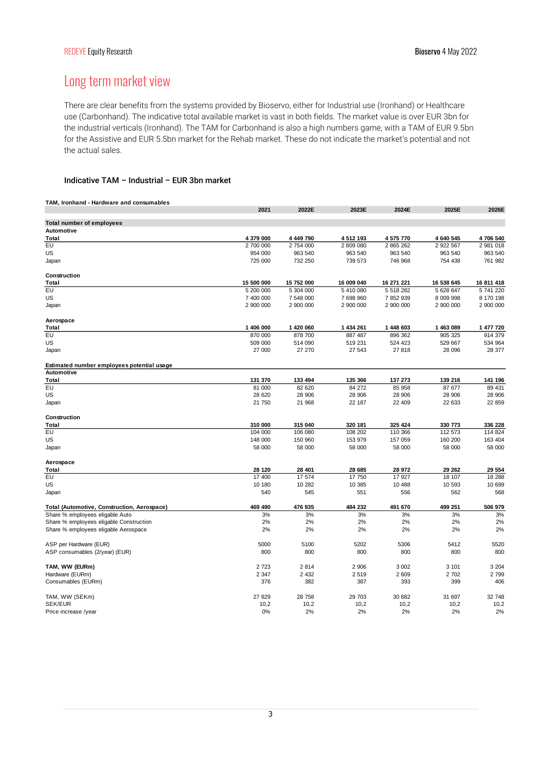# Long term market view

There are clear benefits from the systems provided by Bioservo, either for Industrial use (Ironhand) or Healthcare use (Carbonhand). The indicative total available market is vast in both fields. The market value is over EUR 3bn for the industrial verticals (Ironhand). The TAM for Carbonhand is also a high numbers game, with a TAM of EUR 9.5bn for the Assistive and EUR 5.5bn market for the Rehab market. These do not indicate the market's potential and not the actual sales.

### Indicative TAM – Industrial – EUR 3bn market

**TAM, Ironhand - Hardware and consumables**

| | 2021 | 2022E | 2023E | 2024E | 2025E | 2026E |
|---|---|---|---|---|---|---|
| **Total number of employees** | | | | | | |
| **Automotive** | | | | | | |
| **Total** | **4 379 000** | **4 449 790** | **4 512 193** | **4 575 770** | **4 640 545** | **4 706 540** |
| EU | 2 700 000 | 2 754 000 | 2 809 080 | 2 865 262 | 2 922 567 | 2 981 018 |
| US | 954 000 | 963 540 | 963 540 | 963 540 | 963 540 | 963 540 |
| Japan | 725 000 | 732 250 | 739 573 | 746 968 | 754 438 | 761 982 |
| **Construction** | | | | | | |
| **Total** | **15 500 000** | **15 752 000** | **16 009 040** | **16 271 221** | **16 538 645** | **16 811 418** |
| EU | 5 200 000 | 5 304 000 | 5 410 080 | 5 518 282 | 5 628 647 | 5 741 220 |
| US | 7 400 000 | 7 548 000 | 7 698 960 | 7 852 939 | 8 009 998 | 8 170 198 |
| Japan | 2 900 000 | 2 900 000 | 2 900 000 | 2 900 000 | 2 900 000 | 2 900 000 |
| **Aerospace** | | | | | | |
| **Total** | **1 406 000** | **1 420 060** | **1 434 261** | **1 448 603** | **1 463 089** | **1 477 720** |
| EU | 870 000 | 878 700 | 887 487 | 896 362 | 905 325 | 914 379 |
| US | 509 000 | 514 090 | 519 231 | 524 423 | 529 667 | 534 964 |
| Japan | 27 000 | 27 270 | 27 543 | 27 818 | 28 096 | 28 377 |
| **Estimated number employees potential usage** | | | | | | |
| **Automotive** | | | | | | |
| **Total** | **131 370** | **133 494** | **135 366** | **137 273** | **139 216** | **141 196** |
| EU | 81 000 | 82 620 | 84 272 | 85 958 | 87 677 | 89 431 |
| US | 28 620 | 28 906 | 28 906 | 28 906 | 28 906 | 28 906 |
| Japan | 21 750 | 21 968 | 22 187 | 22 409 | 22 633 | 22 859 |
| **Construction** | | | | | | |
| **Total** | **310 000** | **315 040** | **320 181** | **325 424** | **330 773** | **336 228** |
| EU | 104 000 | 106 080 | 108 202 | 110 366 | 112 573 | 114 824 |
| US | 148 000 | 150 960 | 153 979 | 157 059 | 160 200 | 163 404 |
| Japan | 58 000 | 58 000 | 58 000 | 58 000 | 58 000 | 58 000 |
| **Aerospace** | | | | | | |
| **Total** | **28 120** | **28 401** | **28 685** | **28 972** | **29 262** | **29 554** |
| EU | 17 400 | 17 574 | 17 750 | 17 927 | 18 107 | 18 288 |
| US | 10 180 | 10 282 | 10 385 | 10 488 | 10 593 | 10 699 |
| Japan | 540 | 545 | 551 | 556 | 562 | 568 |
| **Total (Automotive, Construction, Aerospace)** | **469 490** | **476 935** | **484 232** | **491 670** | **499 251** | **506 979** |
| Share % employees eligable Auto | 3% | 3% | 3% | 3% | 3% | 3% |
| Share % employees eligable Construction | 2% | 2% | 2% | 2% | 2% | 2% |
| Share % employees eligable Aerospace | 2% | 2% | 2% | 2% | 2% | 2% |
| ASP per Hardware (EUR) | 5000 | 5100 | 5202 | 5306 | 5412 | 5520 |
| ASP consumables (2/year) (EUR) | 800 | 800 | 800 | 800 | 800 | 800 |
| **TAM, WW (EURm)** | 2 723 | 2 814 | 2 906 | 3 002 | 3 101 | 3 204 |
| Hardware (EURm) | 2 347 | 2 432 | 2 519 | 2 609 | 2 702 | 2 799 |
| Consumables (EURm) | 376 | 382 | 387 | 393 | 399 | 406 |
| TAM, WW (SEKm) | 27 829 | 28 758 | 29 703 | 30 682 | 31 697 | 32 748 |
| SEK/EUR | 10,2 | 10,2 | 10,2 | 10,2 | 10,2 | 10,2 |
| Price increase /year | 0% | 2% | 2% | 2% | 2% | 2% |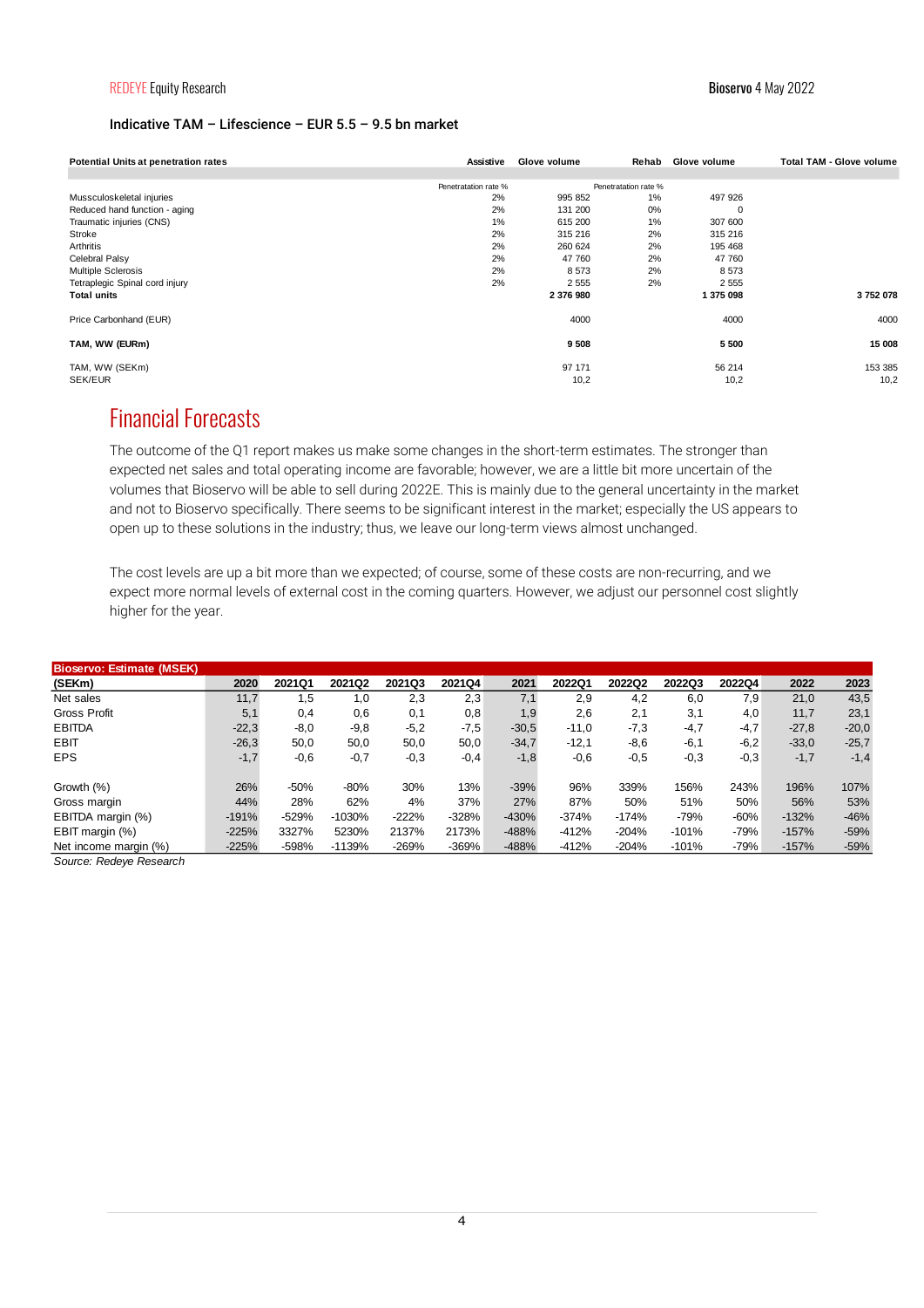### Indicative TAM – Lifescience – EUR 5.5 – 9.5 bn market

| Potential Units at penetration rates | Assistive | Glove volume | Rehab | Glove volume | Total TAM - Glove volume |
|---|---|---|---|---|---|
| | Penetratation rate % | | Penetratation rate % | | |
| Mussculoskeletal injuries | 2% | 995 852 | 1% | 497 926 | |
| Reduced hand function - aging | 2% | 131 200 | 0% | 0 | |
| Traumatic injuries (CNS) | 1% | 615 200 | 1% | 307 600 | |
| Stroke | 2% | 315 216 | 2% | 315 216 | |
| Arthritis | 2% | 260 624 | 2% | 195 468 | |
| Celebral Palsy | 2% | 47 760 | 2% | 47 760 | |
| Multiple Sclerosis | 2% | 8 573 | 2% | 8 573 | |
| Tetraplegic Spinal cord injury | 2% | 2 555 | 2% | 2 555 | |
| **Total units** | | **2 376 980** | | **1 375 098** | **3 752 078** |
| Price Carbonhand (EUR) | | 4000 | | 4000 | 4000 |
| **TAM, WW (EURm)** | | **9 508** | | **5 500** | **15 008** |
| TAM, WW (SEKm) | | 97 171 | | 56 214 | 153 385 |
| SEK/EUR | | 10,2 | | 10,2 | 10,2 |

# Financial Forecasts

The outcome of the Q1 report makes us make some changes in the short-term estimates. The stronger than expected net sales and total operating income are favorable; however, we are a little bit more uncertain of the volumes that Bioservo will be able to sell during 2022E. This is mainly due to the general uncertainty in the market and not to Bioservo specifically. There seems to be significant interest in the market; especially the US appears to open up to these solutions in the industry; thus, we leave our long-term views almost unchanged.

The cost levels are up a bit more than we expected; of course, some of these costs are non-recurring, and we expect more normal levels of external cost in the coming quarters. However, we adjust our personnel cost slightly higher for the year.

**Bioservo: Estimate (MSEK)**

| (SEKm) | 2020 | 2021Q1 | 2021Q2 | 2021Q3 | 2021Q4 | 2021 | 2022Q1 | 2022Q2 | 2022Q3 | 2022Q4 | 2022 | 2023 |
|---|---|---|---|---|---|---|---|---|---|---|---|---|
| Net sales | 11,7 | 1,5 | 1,0 | 2,3 | 2,3 | 7,1 | 2,9 | 4,2 | 6,0 | 7,9 | 21,0 | 43,5 |
| Gross Profit | 5,1 | 0,4 | 0,6 | 0,1 | 0,8 | 1,9 | 2,6 | 2,1 | 3,1 | 4,0 | 11,7 | 23,1 |
| EBITDA | -22,3 | -8,0 | -9,8 | -5,2 | -7,5 | -30,5 | -11,0 | -7,3 | -4,7 | -4,7 | -27,8 | -20,0 |
| EBIT | -26,3 | 50,0 | 50,0 | 50,0 | 50,0 | -34,7 | -12,1 | -8,6 | -6,1 | -6,2 | -33,0 | -25,7 |
| EPS | -1,7 | -0,6 | -0,7 | -0,3 | -0,4 | -1,8 | -0,6 | -0,5 | -0,3 | -0,3 | -1,7 | -1,4 |
| | | | | | | | | | | | | |
| Growth (%) | 26% | -50% | -80% | 30% | 13% | -39% | 96% | 339% | 156% | 243% | 196% | 107% |
| Gross margin | 44% | 28% | 62% | 4% | 37% | 27% | 87% | 50% | 51% | 50% | 56% | 53% |
| EBITDA margin (%) | -191% | -529% | -1030% | -222% | -328% | -430% | -374% | -174% | -79% | -60% | -132% | -46% |
| EBIT margin (%) | -225% | 3327% | 5230% | 2137% | 2173% | -488% | -412% | -204% | -101% | -79% | -157% | -59% |
| Net income margin (%) | -225% | -598% | -1139% | -269% | -369% | -488% | -412% | -204% | -101% | -79% | -157% | -59% |

*Source: Redeye Research*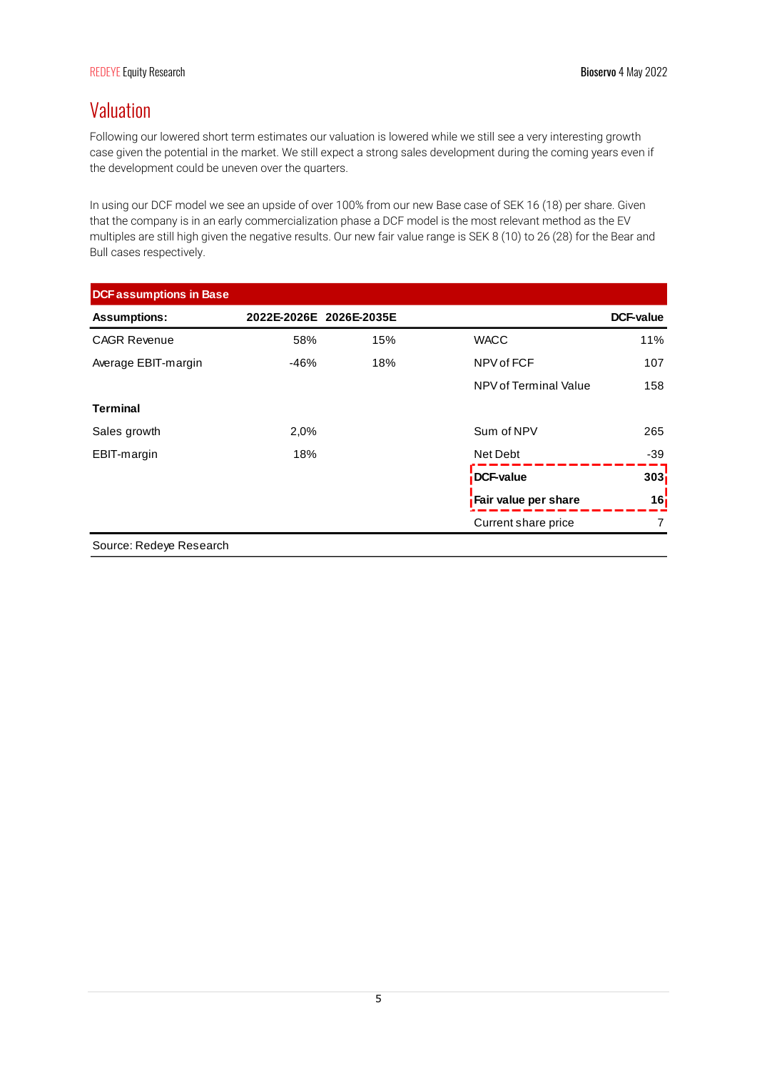# Valuation

Following our lowered short term estimates our valuation is lowered while we still see a very interesting growth case given the potential in the market. We still expect a strong sales development during the coming years even if the development could be uneven over the quarters.

In using our DCF model we see an upside of over 100% from our new Base case of SEK 16 (18) per share. Given that the company is in an early commercialization phase a DCF model is the most relevant method as the EV multiples are still high given the negative results. Our new fair value range is SEK 8 (10) to 26 (28) for the Bear and Bull cases respectively.

**DCF assumptions in Base**

| **Assumptions:** | **2022E-2026E** | **2026E-2035E** | | **DCF-value** |
|---|---|---|---|---|
| CAGR Revenue | 58% | 15% | WACC | 11% |
| Average EBIT-margin | -46% | 18% | NPV of FCF | 107 |
| | | | NPV of Terminal Value | 158 |
| **Terminal** | | | | |
| Sales growth | 2,0% | | Sum of NPV | 265 |
| EBIT-margin | 18% | | Net Debt | -39 |
| | | | **DCF-value** | **303** |
| | | | **Fair value per share** | **16** |
| | | | Current share price | 7 |

Source: Redeye Research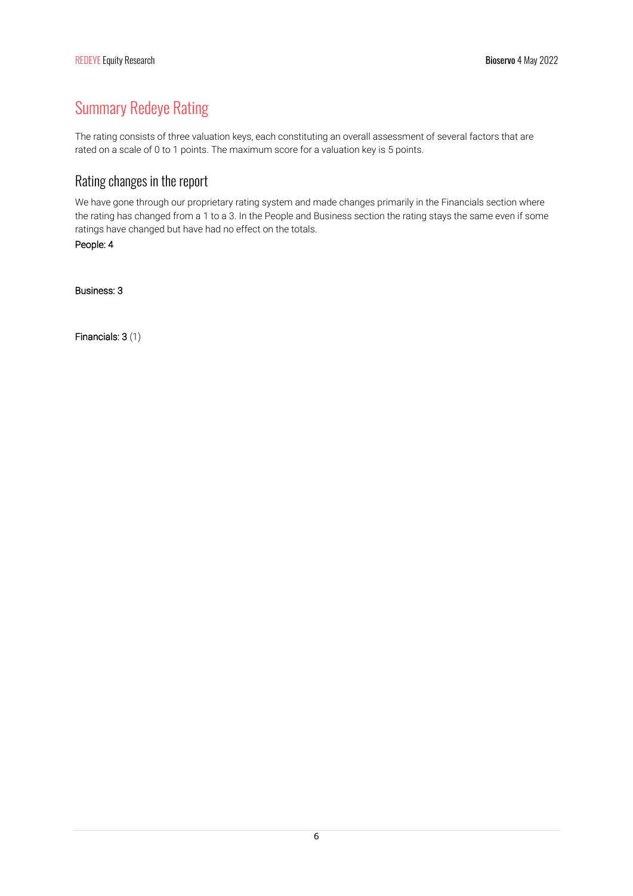# Summary Redeye Rating

The rating consists of three valuation keys, each constituting an overall assessment of several factors that are rated on a scale of 0 to 1 points. The maximum score for a valuation key is 5 points.

## Rating changes in the report

We have gone through our proprietary rating system and made changes primarily in the Financials section where the rating has changed from a 1 to a 3. In the People and Business section the rating stays the same even if some ratings have changed but have had no effect on the totals.

People: 4

Business: 3

Financials: 3 (1)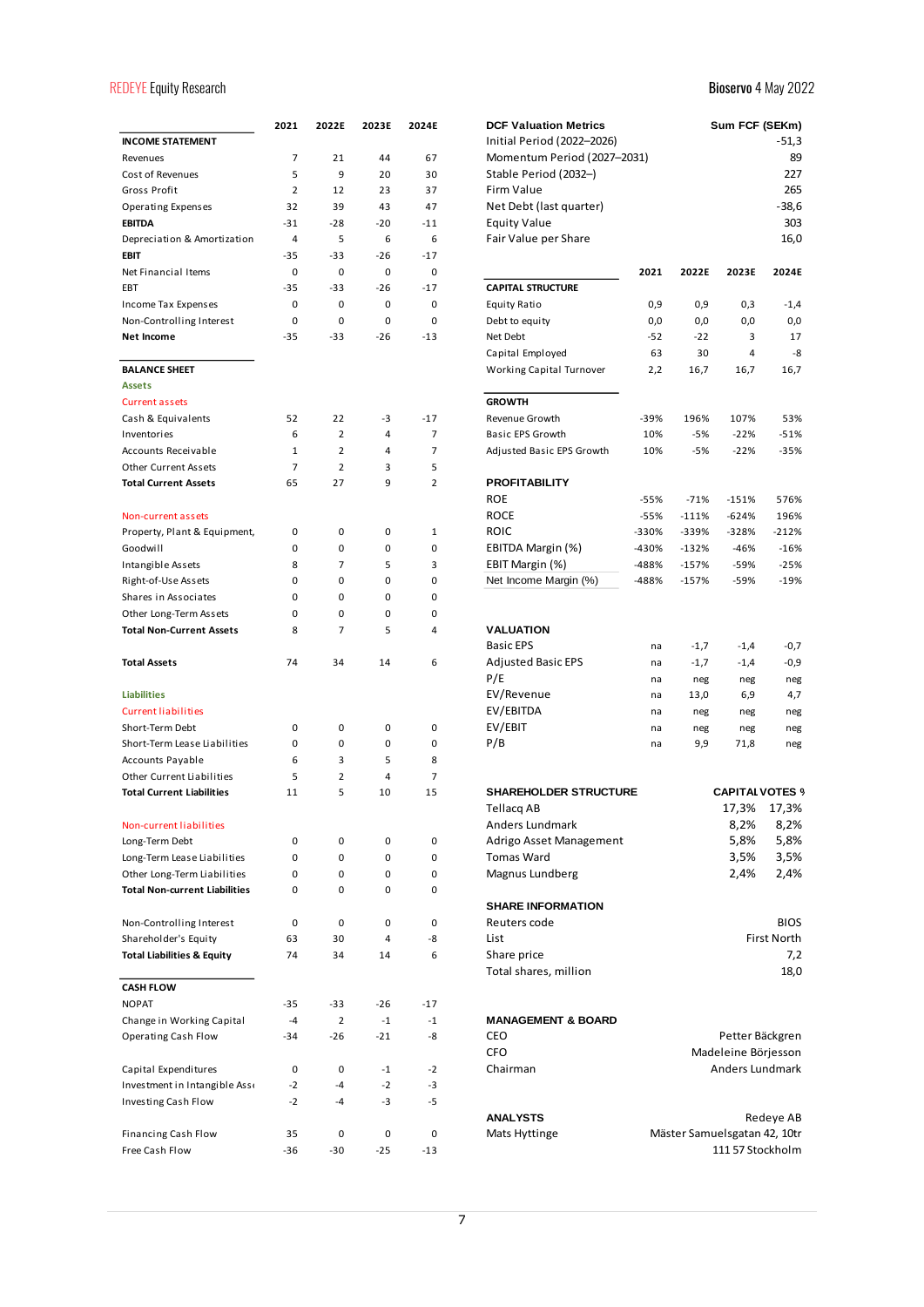| | 2021 | 2022E | 2023E | 2024E |
|---|---|---|---|---|
| **INCOME STATEMENT** | | | | |
| Revenues | 7 | 21 | 44 | 67 |
| Cost of Revenues | 5 | 9 | 20 | 30 |
| Gross Profit | 2 | 12 | 23 | 37 |
| Operating Expenses | 32 | 39 | 43 | 47 |
| **EBITDA** | -31 | -28 | -20 | -11 |
| Depreciation & Amortization | 4 | 5 | 6 | 6 |
| **EBIT** | -35 | -33 | -26 | -17 |
| Net Financial Items | 0 | 0 | 0 | 0 |
| EBT | -35 | -33 | -26 | -17 |
| Income Tax Expenses | 0 | 0 | 0 | 0 |
| Non-Controlling Interest | 0 | 0 | 0 | 0 |
| **Net Income** | -35 | -33 | -26 | -13 |

| | 2021 | 2022E | 2023E | 2024E |
|---|---|---|---|---|
| **BALANCE SHEET** | | | | |
| Assets | | | | |
| Current assets | | | | |
| Cash & Equivalents | 52 | 22 | -3 | -17 |
| Inventories | 6 | 2 | 4 | 7 |
| Accounts Receivable | 1 | 2 | 4 | 7 |
| Other Current Assets | 7 | 2 | 3 | 5 |
| **Total Current Assets** | 65 | 27 | 9 | 2 |
| Non-current assets | | | | |
| Property, Plant & Equipment, | 0 | 0 | 0 | 1 |
| Goodwill | 0 | 0 | 0 | 0 |
| Intangible Assets | 8 | 7 | 5 | 3 |
| Right-of-Use Assets | 0 | 0 | 0 | 0 |
| Shares in Associates | 0 | 0 | 0 | 0 |
| Other Long-Term Assets | 0 | 0 | 0 | 0 |
| **Total Non-Current Assets** | 8 | 7 | 5 | 4 |
| **Total Assets** | 74 | 34 | 14 | 6 |
| Liabilities | | | | |
| Current liabilities | | | | |
| Short-Term Debt | 0 | 0 | 0 | 0 |
| Short-Term Lease Liabilities | 0 | 0 | 0 | 0 |
| Accounts Payable | 6 | 3 | 5 | 8 |
| Other Current Liabilities | 5 | 2 | 4 | 7 |
| **Total Current Liabilities** | 11 | 5 | 10 | 15 |
| Non-current liabilities | | | | |
| Long-Term Debt | 0 | 0 | 0 | 0 |
| Long-Term Lease Liabilities | 0 | 0 | 0 | 0 |
| Other Long-Term Liabilities | 0 | 0 | 0 | 0 |
| **Total Non-current Liabilities** | 0 | 0 | 0 | 0 |
| Non-Controlling Interest | 0 | 0 | 0 | 0 |
| Shareholder's Equity | 63 | 30 | 4 | -8 |
| **Total Liabilities & Equity** | 74 | 34 | 14 | 6 |

| | 2021 | 2022E | 2023E | 2024E |
|---|---|---|---|---|
| **CASH FLOW** | | | | |
| NOPAT | -35 | -33 | -26 | -17 |
| Change in Working Capital | -4 | 2 | -1 | -1 |
| Operating Cash Flow | -34 | -26 | -21 | -8 |
| Capital Expenditures | 0 | 0 | -1 | -2 |
| Investment in Intangible Ass | -2 | -4 | -2 | -3 |
| Investing Cash Flow | -2 | -4 | -3 | -5 |
| Financing Cash Flow | 35 | 0 | 0 | 0 |
| Free Cash Flow | -36 | -30 | -25 | -13 |

| DCF Valuation Metrics | Sum FCF (SEKm) |
|---|---|
| Initial Period (2022–2026) | -51,3 |
| Momentum Period (2027–2031) | 89 |
| Stable Period (2032–) | 227 |
| Firm Value | 265 |
| Net Debt (last quarter) | -38,6 |
| Equity Value | 303 |
| Fair Value per Share | 16,0 |

| | 2021 | 2022E | 2023E | 2024E |
|---|---|---|---|---|
| **CAPITAL STRUCTURE** | | | | |
| Equity Ratio | 0,9 | 0,9 | 0,3 | -1,4 |
| Debt to equity | 0,0 | 0,0 | 0,0 | 0,0 |
| Net Debt | -52 | -22 | 3 | 17 |
| Capital Employed | 63 | 30 | 4 | -8 |
| Working Capital Turnover | 2,2 | 16,7 | 16,7 | 16,7 |
| **GROWTH** | | | | |
| Revenue Growth | -39% | 196% | 107% | 53% |
| Basic EPS Growth | 10% | -5% | -22% | -51% |
| Adjusted Basic EPS Growth | 10% | -5% | -22% | -35% |
| **PROFITABILITY** | | | | |
| ROE | -55% | -71% | -151% | 576% |
| ROCE | -55% | -111% | -624% | 196% |
| ROIC | -330% | -339% | -328% | -212% |
| EBITDA Margin (%) | -430% | -132% | -46% | -16% |
| EBIT Margin (%) | -488% | -157% | -59% | -25% |
| Net Income Margin (%) | -488% | -157% | -59% | -19% |
| **VALUATION** | | | | |
| Basic EPS | na | -1,7 | -1,4 | -0,7 |
| Adjusted Basic EPS | na | -1,7 | -1,4 | -0,9 |
| P/E | na | neg | neg | neg |
| EV/Revenue | na | 13,0 | 6,9 | 4,7 |
| EV/EBITDA | na | neg | neg | neg |
| EV/EBIT | na | neg | neg | neg |
| P/B | na | 9,9 | 71,8 | neg |

| SHAREHOLDER STRUCTURE | CAPITAL | VOTES % |
|---|---|---|
| Tellacq AB | 17,3% | 17,3% |
| Anders Lundmark | 8,2% | 8,2% |
| Adrigo Asset Management | 5,8% | 5,8% |
| Tomas Ward | 3,5% | 3,5% |
| Magnus Lundberg | 2,4% | 2,4% |

| SHARE INFORMATION | |
|---|---|
| Reuters code | BIOS |
| List | First North |
| Share price | 7,2 |
| Total shares, million | 18,0 |

| MANAGEMENT & BOARD | |
|---|---|
| CEO | Petter Bäckgren |
| CFO | Madeleine Börjesson |
| Chairman | Anders Lundmark |

| ANALYSTS | Redeye AB |
|---|---|
| Mats Hyttinge | Mäster Samuelsgatan 42, 10tr |
| | 111 57 Stockholm |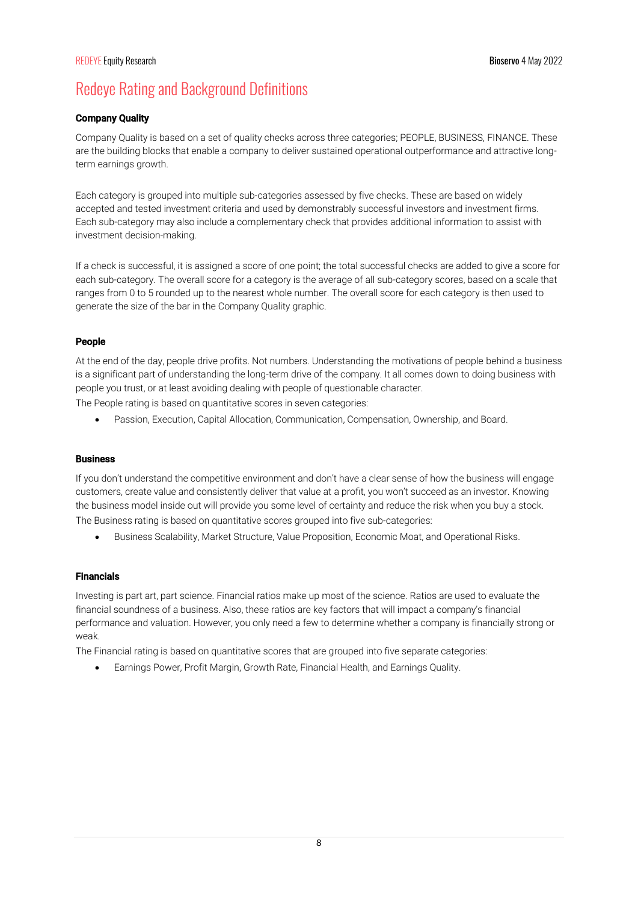# Redeye Rating and Background Definitions

**Company Quality**

Company Quality is based on a set of quality checks across three categories; PEOPLE, BUSINESS, FINANCE. These are the building blocks that enable a company to deliver sustained operational outperformance and attractive long-term earnings growth.

Each category is grouped into multiple sub-categories assessed by five checks. These are based on widely accepted and tested investment criteria and used by demonstrably successful investors and investment firms. Each sub-category may also include a complementary check that provides additional information to assist with investment decision-making.

If a check is successful, it is assigned a score of one point; the total successful checks are added to give a score for each sub-category. The overall score for a category is the average of all sub-category scores, based on a scale that ranges from 0 to 5 rounded up to the nearest whole number. The overall score for each category is then used to generate the size of the bar in the Company Quality graphic.

**People**

At the end of the day, people drive profits. Not numbers. Understanding the motivations of people behind a business is a significant part of understanding the long-term drive of the company. It all comes down to doing business with people you trust, or at least avoiding dealing with people of questionable character.
The People rating is based on quantitative scores in seven categories:

- Passion, Execution, Capital Allocation, Communication, Compensation, Ownership, and Board.

**Business**

If you don't understand the competitive environment and don't have a clear sense of how the business will engage customers, create value and consistently deliver that value at a profit, you won't succeed as an investor. Knowing the business model inside out will provide you some level of certainty and reduce the risk when you buy a stock.
The Business rating is based on quantitative scores grouped into five sub-categories:

- Business Scalability, Market Structure, Value Proposition, Economic Moat, and Operational Risks.

**Financials**

Investing is part art, part science. Financial ratios make up most of the science. Ratios are used to evaluate the financial soundness of a business. Also, these ratios are key factors that will impact a company's financial performance and valuation. However, you only need a few to determine whether a company is financially strong or weak.
The Financial rating is based on quantitative scores that are grouped into five separate categories:

- Earnings Power, Profit Margin, Growth Rate, Financial Health, and Earnings Quality.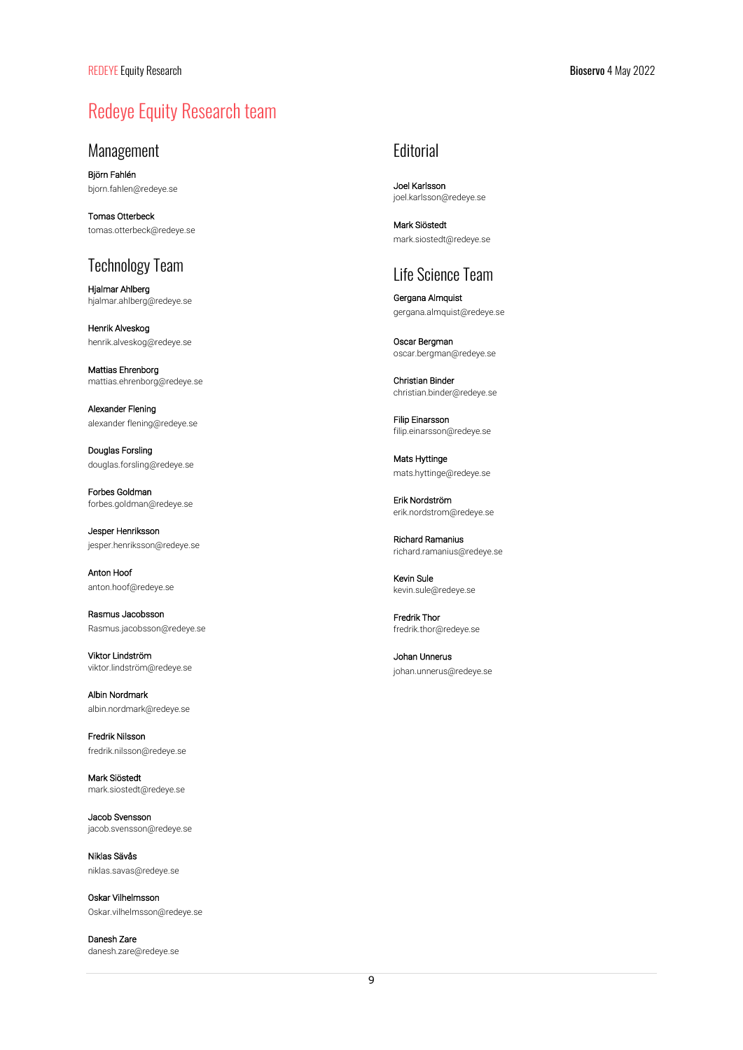# Redeye Equity Research team

## Management

Björn Fahlén
bjorn.fahlen@redeye.se

Tomas Otterbeck
tomas.otterbeck@redeye.se

## Technology Team

Hjalmar Ahlberg
hjalmar.ahlberg@redeye.se

Henrik Alveskog
henrik.alveskog@redeye.se

Mattias Ehrenborg
mattias.ehrenborg@redeye.se

Alexander Flening
alexander flening@redeye.se

Douglas Forsling
douglas.forsling@redeye.se

Forbes Goldman
forbes.goldman@redeye.se

Jesper Henriksson
jesper.henriksson@redeye.se

Anton Hoof
anton.hoof@redeye.se

Rasmus Jacobsson
Rasmus.jacobsson@redeye.se

Viktor Lindström
viktor.lindström@redeye.se

Albin Nordmark
albin.nordmark@redeye.se

Fredrik Nilsson
fredrik.nilsson@redeye.se

Mark Siöstedt
mark.siostedt@redeye.se

Jacob Svensson
jacob.svensson@redeye.se

Niklas Sävås
niklas.savas@redeye.se

Oskar Vilhelmsson
Oskar.vilhelmsson@redeye.se

Danesh Zare
danesh.zare@redeye.se

## Editorial

Joel Karlsson
joel.karlsson@redeye.se

Mark Siöstedt
mark.siostedt@redeye.se

## Life Science Team

Gergana Almquist
gergana.almquist@redeye.se

Oscar Bergman
oscar.bergman@redeye.se

Christian Binder
christian.binder@redeye.se

Filip Einarsson
filip.einarsson@redeye.se

Mats Hyttinge
mats.hyttinge@redeye.se

Erik Nordström
erik.nordstrom@redeye.se

Richard Ramanius
richard.ramanius@redeye.se

Kevin Sule
kevin.sule@redeye.se

Fredrik Thor
fredrik.thor@redeye.se

Johan Unnerus
johan.unnerus@redeye.se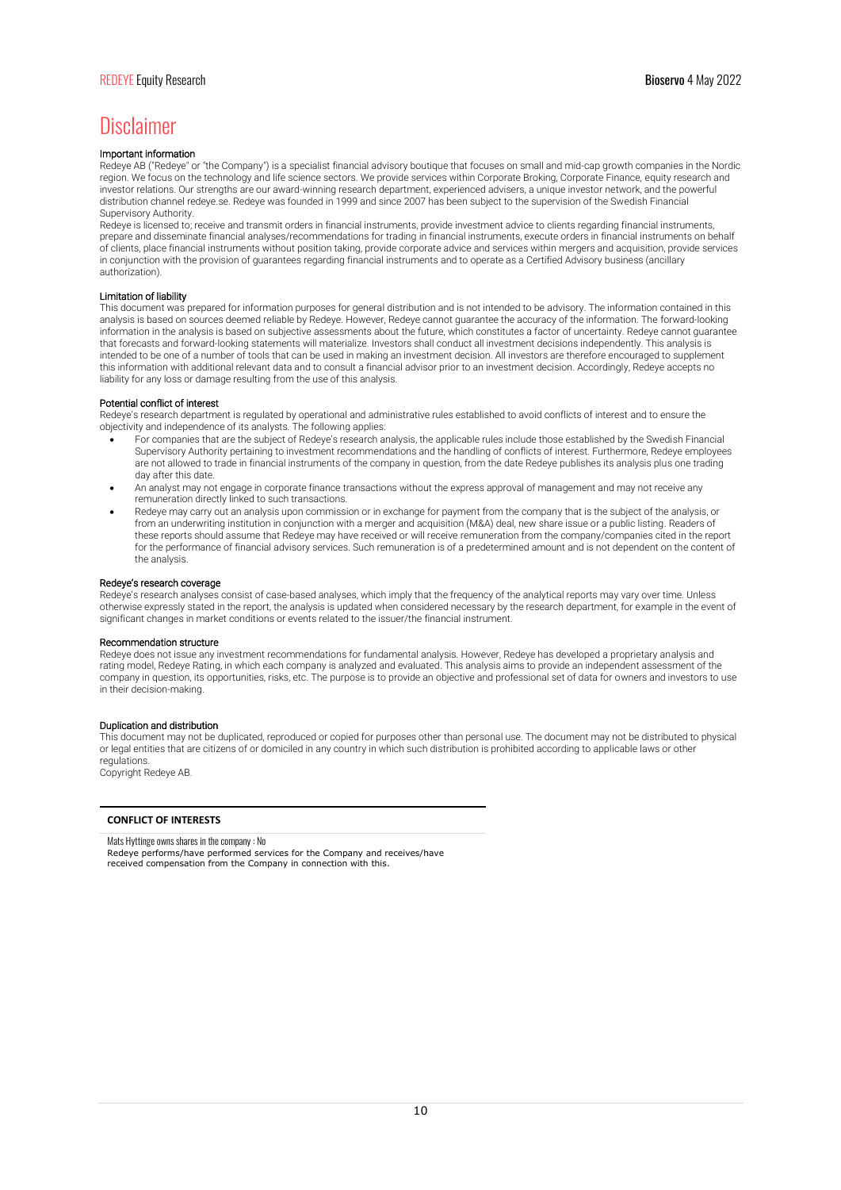# Disclaimer

**Important information**

Redeye AB ("Redeye" or "the Company") is a specialist financial advisory boutique that focuses on small and mid-cap growth companies in the Nordic region. We focus on the technology and life science sectors. We provide services within Corporate Broking, Corporate Finance, equity research and investor relations. Our strengths are our award-winning research department, experienced advisers, a unique investor network, and the powerful distribution channel redeye.se. Redeye was founded in 1999 and since 2007 has been subject to the supervision of the Swedish Financial Supervisory Authority.

Redeye is licensed to; receive and transmit orders in financial instruments, provide investment advice to clients regarding financial instruments, prepare and disseminate financial analyses/recommendations for trading in financial instruments, execute orders in financial instruments on behalf of clients, place financial instruments without position taking, provide corporate advice and services within mergers and acquisition, provide services in conjunction with the provision of guarantees regarding financial instruments and to operate as a Certified Advisory business (ancillary authorization).

**Limitation of liability**

This document was prepared for information purposes for general distribution and is not intended to be advisory. The information contained in this analysis is based on sources deemed reliable by Redeye. However, Redeye cannot guarantee the accuracy of the information. The forward-looking information in the analysis is based on subjective assessments about the future, which constitutes a factor of uncertainty. Redeye cannot guarantee that forecasts and forward-looking statements will materialize. Investors shall conduct all investment decisions independently. This analysis is intended to be one of a number of tools that can be used in making an investment decision. All investors are therefore encouraged to supplement this information with additional relevant data and to consult a financial advisor prior to an investment decision. Accordingly, Redeye accepts no liability for any loss or damage resulting from the use of this analysis.

**Potential conflict of interest**

Redeye's research department is regulated by operational and administrative rules established to avoid conflicts of interest and to ensure the objectivity and independence of its analysts. The following applies:

- For companies that are the subject of Redeye's research analysis, the applicable rules include those established by the Swedish Financial Supervisory Authority pertaining to investment recommendations and the handling of conflicts of interest. Furthermore, Redeye employees are not allowed to trade in financial instruments of the company in question, from the date Redeye publishes its analysis plus one trading day after this date.
- An analyst may not engage in corporate finance transactions without the express approval of management and may not receive any remuneration directly linked to such transactions.
- Redeye may carry out an analysis upon commission or in exchange for payment from the company that is the subject of the analysis, or from an underwriting institution in conjunction with a merger and acquisition (M&A) deal, new share issue or a public listing. Readers of these reports should assume that Redeye may have received or will receive remuneration from the company/companies cited in the report for the performance of financial advisory services. Such remuneration is of a predetermined amount and is not dependent on the content of the analysis.

**Redeye's research coverage**

Redeye's research analyses consist of case-based analyses, which imply that the frequency of the analytical reports may vary over time. Unless otherwise expressly stated in the report, the analysis is updated when considered necessary by the research department, for example in the event of significant changes in market conditions or events related to the issuer/the financial instrument.

**Recommendation structure**

Redeye does not issue any investment recommendations for fundamental analysis. However, Redeye has developed a proprietary analysis and rating model, Redeye Rating, in which each company is analyzed and evaluated. This analysis aims to provide an independent assessment of the company in question, its opportunities, risks, etc. The purpose is to provide an objective and professional set of data for owners and investors to use in their decision-making.

**Duplication and distribution**

This document may not be duplicated, reproduced or copied for purposes other than personal use. The document may not be distributed to physical or legal entities that are citizens of or domiciled in any country in which such distribution is prohibited according to applicable laws or other regulations.

Copyright Redeye AB.

**CONFLICT OF INTERESTS**

Mats Hyttinge owns shares in the company : No

Redeye performs/have performed services for the Company and receives/have received compensation from the Company in connection with this.